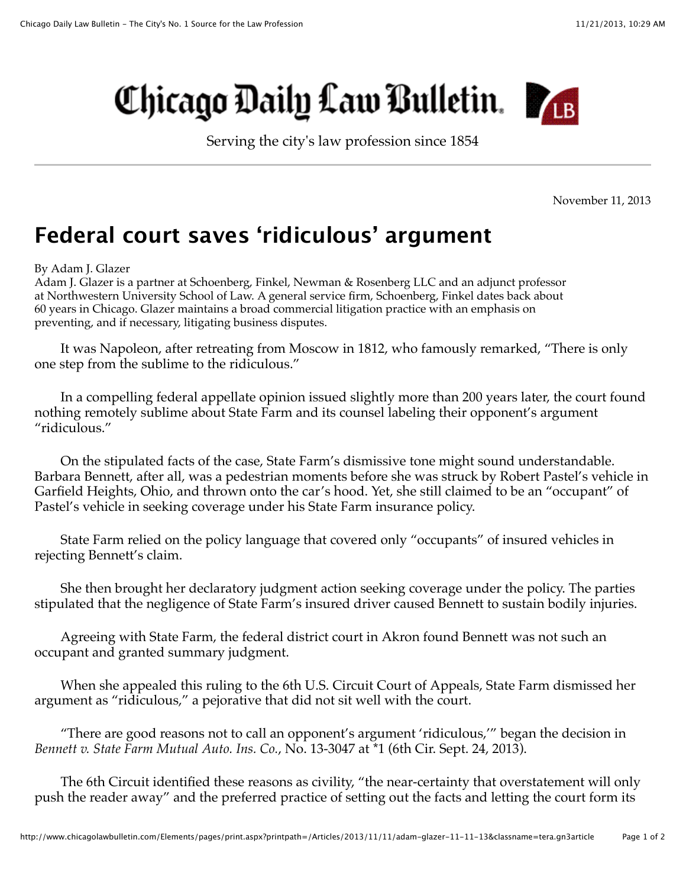# Chicago Daily Law Bulletin

Serving the city's law profession since 1854

November 11, 2013

## Federal court saves 'ridiculous' argument

By Adam J. Glazer

Adam J. Glazer is a partner at Schoenberg, Finkel, Newman & Rosenberg LLC and an adjunct professor at Northwestern University School of Law. A general service firm, Schoenberg, Finkel dates back about 60 years in Chicago. Glazer maintains a broad commercial litigation practice with an emphasis on preventing, and if necessary, litigating business disputes.

It was Napoleon, after retreating from Moscow in 1812, who famously remarked, "There is only one step from the sublime to the ridiculous."

In a compelling federal appellate opinion issued slightly more than 200 years later, the court found nothing remotely sublime about State Farm and its counsel labeling their opponent's argument "ridiculous."

On the stipulated facts of the case, State Farm's dismissive tone might sound understandable. Barbara Bennett, after all, was a pedestrian moments before she was struck by Robert Pastel's vehicle in Garfield Heights, Ohio, and thrown onto the car's hood. Yet, she still claimed to be an "occupant" of Pastel's vehicle in seeking coverage under his State Farm insurance policy.

State Farm relied on the policy language that covered only "occupants" of insured vehicles in rejecting Bennett's claim.

She then brought her declaratory judgment action seeking coverage under the policy. The parties stipulated that the negligence of State Farm's insured driver caused Bennett to sustain bodily injuries.

Agreeing with State Farm, the federal district court in Akron found Bennett was not such an occupant and granted summary judgment.

When she appealed this ruling to the 6th U.S. Circuit Court of Appeals, State Farm dismissed her argument as "ridiculous," a pejorative that did not sit well with the court.

"There are good reasons not to call an opponent's argument 'ridiculous,'" began the decision in *Bennett v. State Farm Mutual Auto. Ins. Co.*, No. 13-3047 at *1 (6th Cir. Sept. 24, 2013).

The 6th Circuit identified these reasons as civility, "the near-certainty that overstatement will only push the reader away" and the preferred practice of setting out the facts and letting the court form its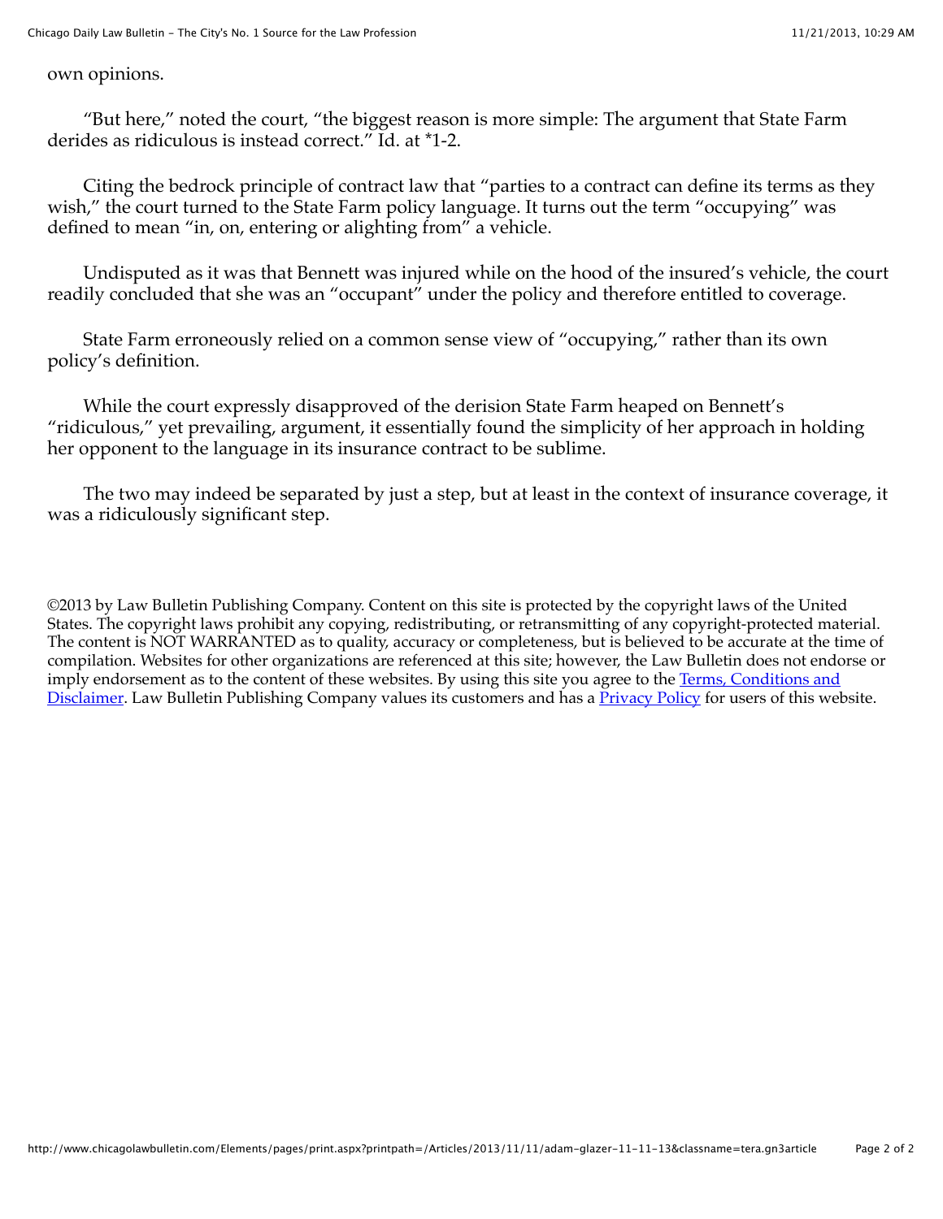own opinions.

"But here," noted the court, "the biggest reason is more simple: The argument that State Farm derides as ridiculous is instead correct." Id. at *1-2.

Citing the bedrock principle of contract law that "parties to a contract can define its terms as they wish," the court turned to the State Farm policy language. It turns out the term "occupying" was defined to mean "in, on, entering or alighting from" a vehicle.

Undisputed as it was that Bennett was injured while on the hood of the insured's vehicle, the court readily concluded that she was an "occupant" under the policy and therefore entitled to coverage.

State Farm erroneously relied on a common sense view of "occupying," rather than its own policy's definition.

While the court expressly disapproved of the derision State Farm heaped on Bennett's "ridiculous," yet prevailing, argument, it essentially found the simplicity of her approach in holding her opponent to the language in its insurance contract to be sublime.

The two may indeed be separated by just a step, but at least in the context of insurance coverage, it was a ridiculously significant step.

©2013 by Law Bulletin Publishing Company. Content on this site is protected by the copyright laws of the United States. The copyright laws prohibit any copying, redistributing, or retransmitting of any copyright-protected material. The content is NOT WARRANTED as to quality, accuracy or completeness, but is believed to be accurate at the time of compilation. Websites for other organizations are referenced at this site; however, the Law Bulletin does not endorse or imply endorsement as to the content of these websites. By using this site you agree to the Terms, Conditions and Disclaimer. Law Bulletin Publishing Company values its customers and has a Privacy Policy for users of this website.